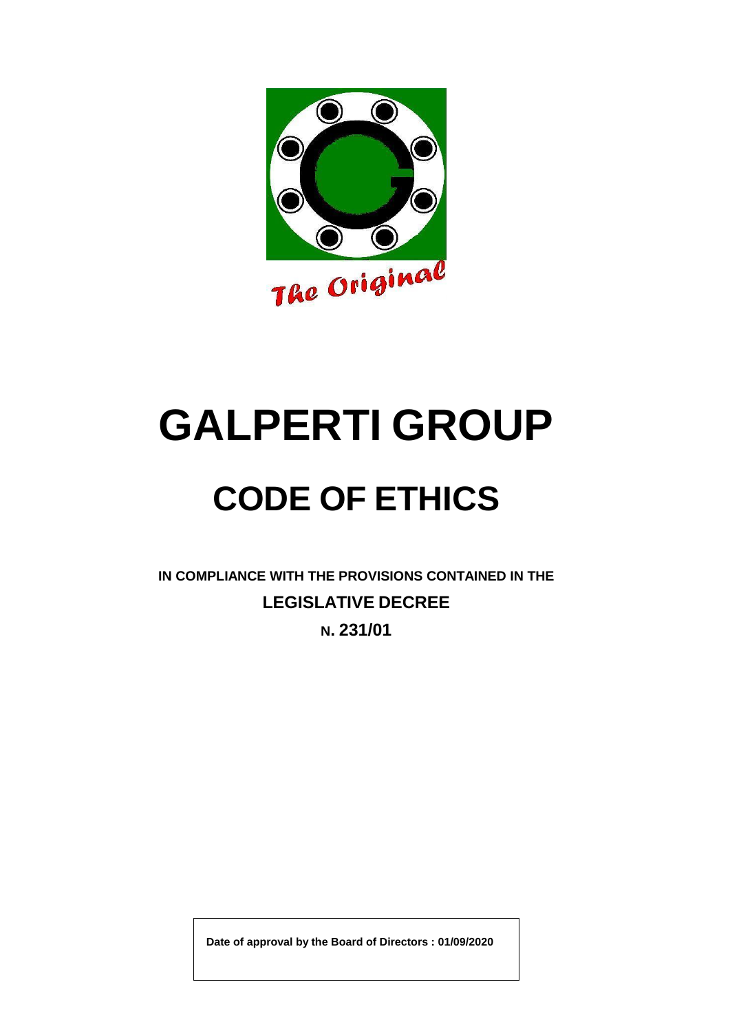# GALPERTI GROUP

# CODE OF ETHICS

**IN COMPLIANCE WITH THE PROVISIONS CONTAINED IN THE**

**LEGISLATIVE DECREE**

**N. 231/01**

**Date of approval by the Board of Directors : 01/09/2020**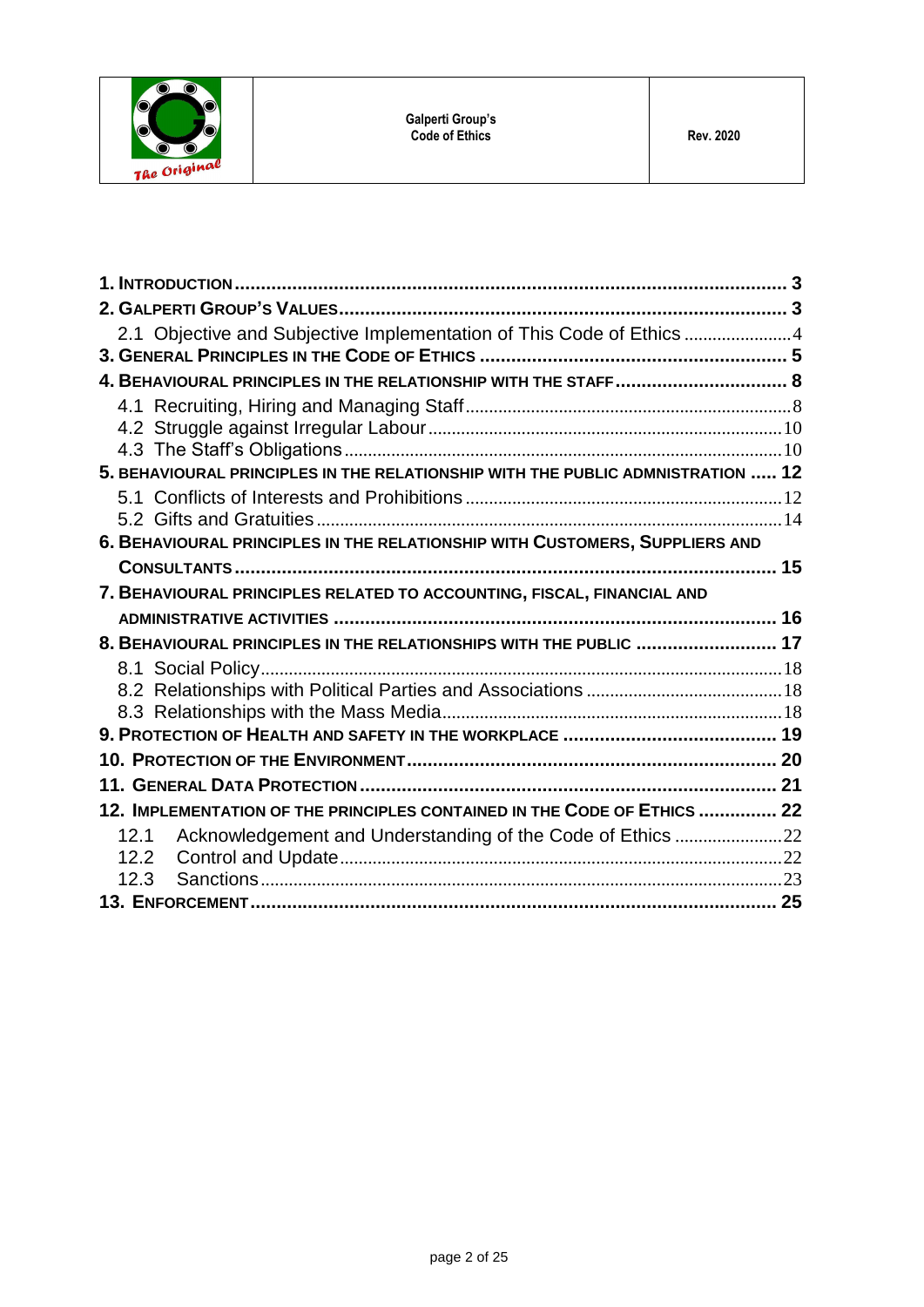1. INTRODUCTION ..... 3
2. GALPERTI GROUP'S VALUES ..... 3
   2.1 Objective and Subjective Implementation of This Code of Ethics ..... 4
3. GENERAL PRINCIPLES IN THE CODE OF ETHICS ..... 5
4. BEHAVIOURAL PRINCIPLES IN THE RELATIONSHIP WITH THE STAFF ..... 8
   4.1 Recruiting, Hiring and Managing Staff ..... 8
   4.2 Struggle against Irregular Labour ..... 10
   4.3 The Staff's Obligations ..... 10
5. BEHAVIOURAL PRINCIPLES IN THE RELATIONSHIP WITH THE PUBLIC ADMNISTRATION ..... 12
   5.1 Conflicts of Interests and Prohibitions ..... 12
   5.2 Gifts and Gratuities ..... 14
6. BEHAVIOURAL PRINCIPLES IN THE RELATIONSHIP WITH CUSTOMERS, SUPPLIERS AND CONSULTANTS ..... 15
7. BEHAVIOURAL PRINCIPLES RELATED TO ACCOUNTING, FISCAL, FINANCIAL AND ADMINISTRATIVE ACTIVITIES ..... 16
8. BEHAVIOURAL PRINCIPLES IN THE RELATIONSHIPS WITH THE PUBLIC ..... 17
   8.1 Social Policy ..... 18
   8.2 Relationships with Political Parties and Associations ..... 18
   8.3 Relationships with the Mass Media ..... 18
9. PROTECTION OF HEALTH AND SAFETY IN THE WORKPLACE ..... 19
10. PROTECTION OF THE ENVIRONMENT ..... 20
11. GENERAL DATA PROTECTION ..... 21
12. IMPLEMENTATION OF THE PRINCIPLES CONTAINED IN THE CODE OF ETHICS ..... 22
   12.1 Acknowledgement and Understanding of the Code of Ethics ..... 22
   12.2 Control and Update ..... 22
   12.3 Sanctions ..... 23
13. ENFORCEMENT ..... 25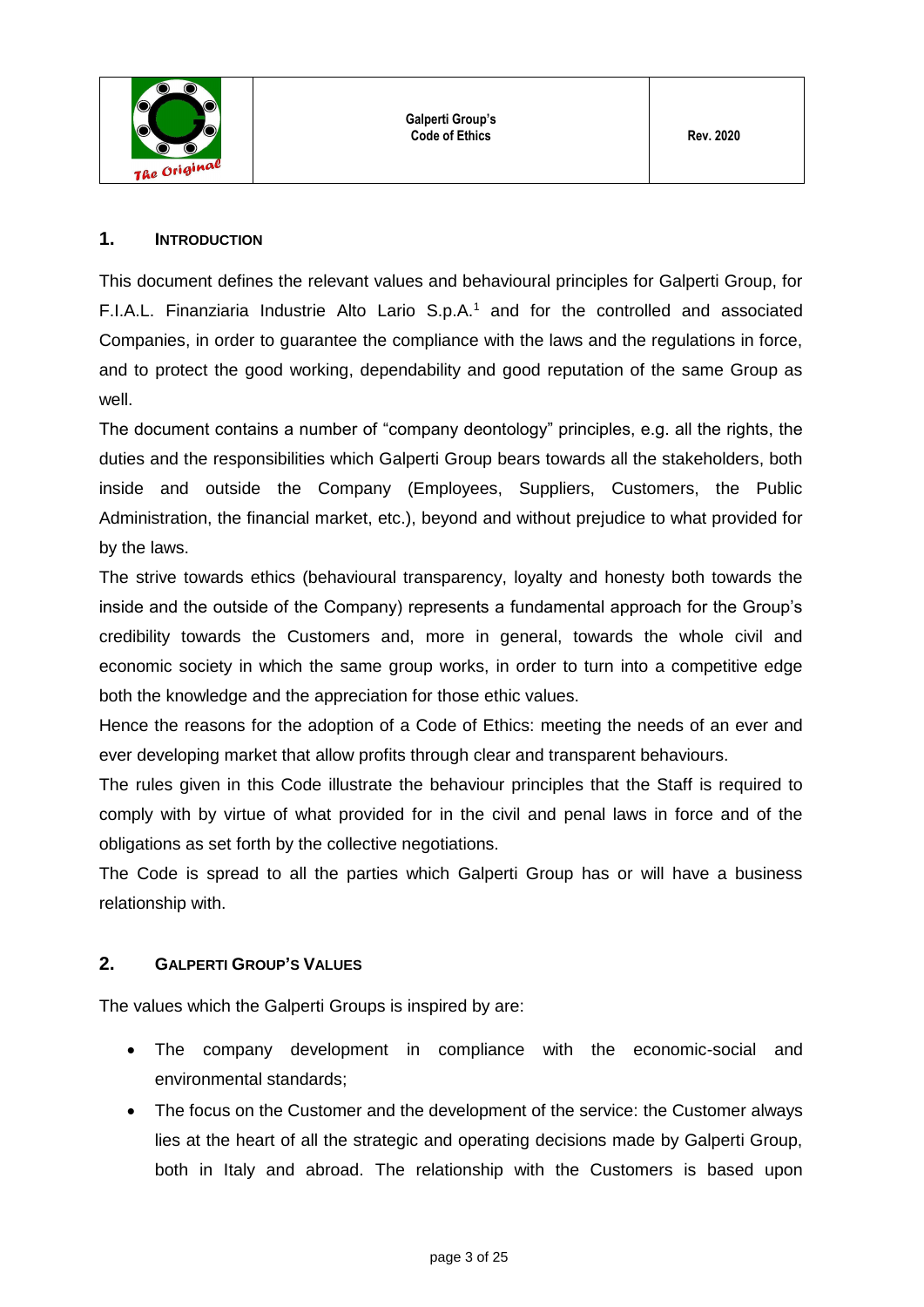## 1. INTRODUCTION

This document defines the relevant values and behavioural principles for Galperti Group, for F.I.A.L. Finanziaria Industrie Alto Lario S.p.A.[1] and for the controlled and associated Companies, in order to guarantee the compliance with the laws and the regulations in force, and to protect the good working, dependability and good reputation of the same Group as well.

The document contains a number of "company deontology" principles, e.g. all the rights, the duties and the responsibilities which Galperti Group bears towards all the stakeholders, both inside and outside the Company (Employees, Suppliers, Customers, the Public Administration, the financial market, etc.), beyond and without prejudice to what provided for by the laws.

The strive towards ethics (behavioural transparency, loyalty and honesty both towards the inside and the outside of the Company) represents a fundamental approach for the Group's credibility towards the Customers and, more in general, towards the whole civil and economic society in which the same group works, in order to turn into a competitive edge both the knowledge and the appreciation for those ethic values.

Hence the reasons for the adoption of a Code of Ethics: meeting the needs of an ever and ever developing market that allow profits through clear and transparent behaviours.

The rules given in this Code illustrate the behaviour principles that the Staff is required to comply with by virtue of what provided for in the civil and penal laws in force and of the obligations as set forth by the collective negotiations.

The Code is spread to all the parties which Galperti Group has or will have a business relationship with.

## 2. GALPERTI GROUP'S VALUES

The values which the Galperti Groups is inspired by are:

- The company development in compliance with the economic-social and environmental standards;
- The focus on the Customer and the development of the service: the Customer always lies at the heart of all the strategic and operating decisions made by Galperti Group, both in Italy and abroad. The relationship with the Customers is based upon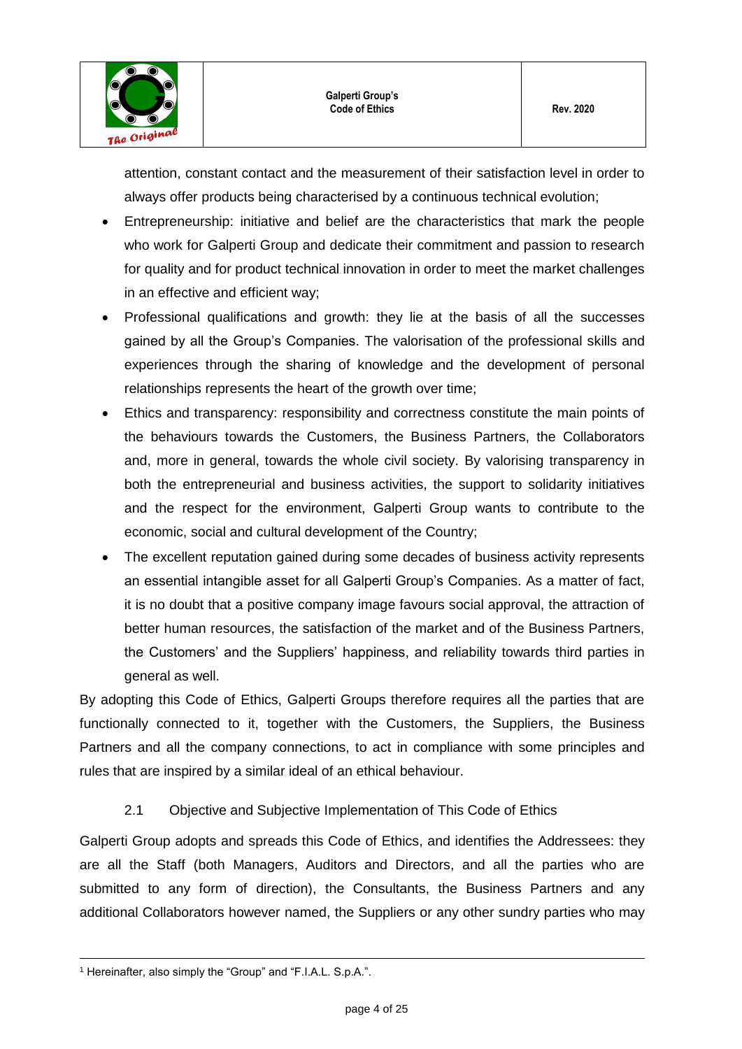attention, constant contact and the measurement of their satisfaction level in order to always offer products being characterised by a continuous technical evolution;

- Entrepreneurship: initiative and belief are the characteristics that mark the people who work for Galperti Group and dedicate their commitment and passion to research for quality and for product technical innovation in order to meet the market challenges in an effective and efficient way;
- Professional qualifications and growth: they lie at the basis of all the successes gained by all the Group's Companies. The valorisation of the professional skills and experiences through the sharing of knowledge and the development of personal relationships represents the heart of the growth over time;
- Ethics and transparency: responsibility and correctness constitute the main points of the behaviours towards the Customers, the Business Partners, the Collaborators and, more in general, towards the whole civil society. By valorising transparency in both the entrepreneurial and business activities, the support to solidarity initiatives and the respect for the environment, Galperti Group wants to contribute to the economic, social and cultural development of the Country;
- The excellent reputation gained during some decades of business activity represents an essential intangible asset for all Galperti Group's Companies. As a matter of fact, it is no doubt that a positive company image favours social approval, the attraction of better human resources, the satisfaction of the market and of the Business Partners, the Customers' and the Suppliers' happiness, and reliability towards third parties in general as well.

By adopting this Code of Ethics, Galperti Groups therefore requires all the parties that are functionally connected to it, together with the Customers, the Suppliers, the Business Partners and all the company connections, to act in compliance with some principles and rules that are inspired by a similar ideal of an ethical behaviour.

### 2.1 Objective and Subjective Implementation of This Code of Ethics

Galperti Group adopts and spreads this Code of Ethics, and identifies the Addressees: they are all the Staff (both Managers, Auditors and Directors, and all the parties who are submitted to any form of direction), the Consultants, the Business Partners and any additional Collaborators however named, the Suppliers or any other sundry parties who may

---

[1] Hereinafter, also simply the "Group" and "F.I.A.L. S.p.A.".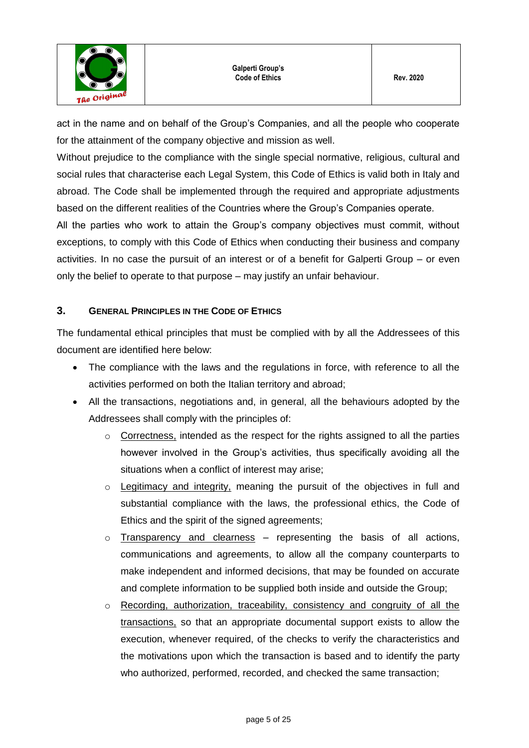act in the name and on behalf of the Group's Companies, and all the people who cooperate for the attainment of the company objective and mission as well.

Without prejudice to the compliance with the single special normative, religious, cultural and social rules that characterise each Legal System, this Code of Ethics is valid both in Italy and abroad. The Code shall be implemented through the required and appropriate adjustments based on the different realities of the Countries where the Group's Companies operate.

All the parties who work to attain the Group's company objectives must commit, without exceptions, to comply with this Code of Ethics when conducting their business and company activities. In no case the pursuit of an interest or of a benefit for Galperti Group – or even only the belief to operate to that purpose – may justify an unfair behaviour.

## 3. General Principles in the Code of Ethics

The fundamental ethical principles that must be complied with by all the Addressees of this document are identified here below:

- The compliance with the laws and the regulations in force, with reference to all the activities performed on both the Italian territory and abroad;
- All the transactions, negotiations and, in general, all the behaviours adopted by the Addressees shall comply with the principles of:
  - Correctness, intended as the respect for the rights assigned to all the parties however involved in the Group's activities, thus specifically avoiding all the situations when a conflict of interest may arise;
  - Legitimacy and integrity, meaning the pursuit of the objectives in full and substantial compliance with the laws, the professional ethics, the Code of Ethics and the spirit of the signed agreements;
  - Transparency and clearness – representing the basis of all actions, communications and agreements, to allow all the company counterparts to make independent and informed decisions, that may be founded on accurate and complete information to be supplied both inside and outside the Group;
  - Recording, authorization, traceability, consistency and congruity of all the transactions, so that an appropriate documental support exists to allow the execution, whenever required, of the checks to verify the characteristics and the motivations upon which the transaction is based and to identify the party who authorized, performed, recorded, and checked the same transaction;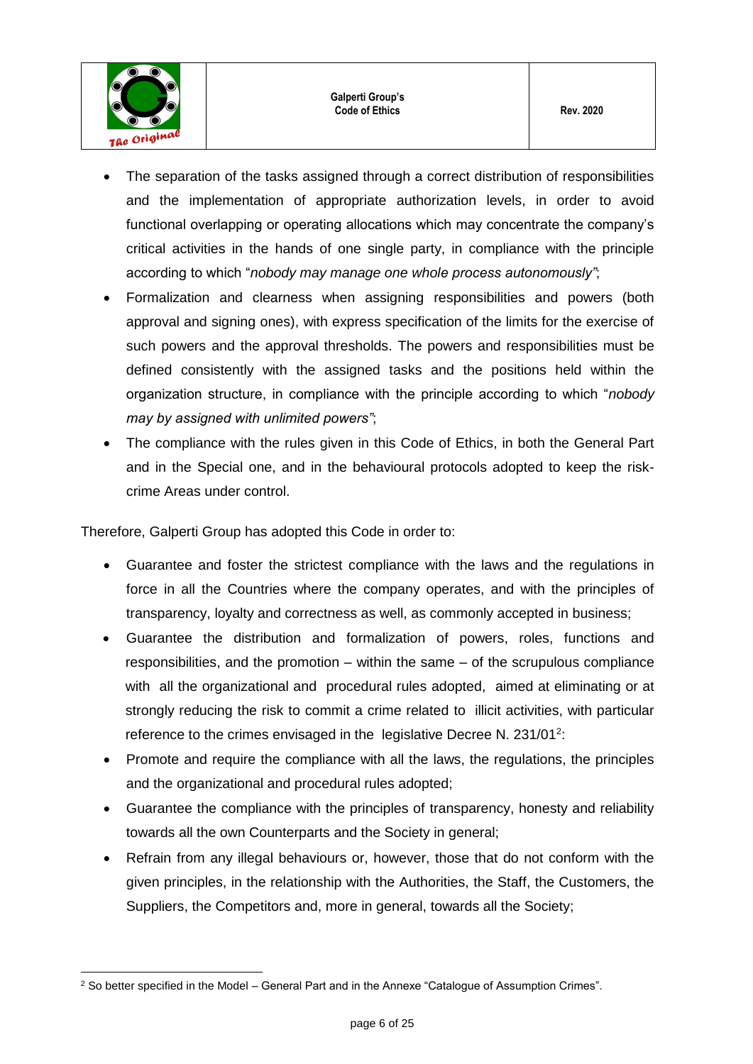- The separation of the tasks assigned through a correct distribution of responsibilities and the implementation of appropriate authorization levels, in order to avoid functional overlapping or operating allocations which may concentrate the company's critical activities in the hands of one single party, in compliance with the principle according to which "*nobody may manage one whole process autonomously"*;
- Formalization and clearness when assigning responsibilities and powers (both approval and signing ones), with express specification of the limits for the exercise of such powers and the approval thresholds. The powers and responsibilities must be defined consistently with the assigned tasks and the positions held within the organization structure, in compliance with the principle according to which "*nobody may by assigned with unlimited powers"*;
- The compliance with the rules given in this Code of Ethics, in both the General Part and in the Special one, and in the behavioural protocols adopted to keep the risk-crime Areas under control.

Therefore, Galperti Group has adopted this Code in order to:

- Guarantee and foster the strictest compliance with the laws and the regulations in force in all the Countries where the company operates, and with the principles of transparency, loyalty and correctness as well, as commonly accepted in business;
- Guarantee the distribution and formalization of powers, roles, functions and responsibilities, and the promotion – within the same – of the scrupulous compliance with all the organizational and procedural rules adopted, aimed at eliminating or at strongly reducing the risk to commit a crime related to illicit activities, with particular reference to the crimes envisaged in the legislative Decree N. 231/01[2]:
- Promote and require the compliance with all the laws, the regulations, the principles and the organizational and procedural rules adopted;
- Guarantee the compliance with the principles of transparency, honesty and reliability towards all the own Counterparts and the Society in general;
- Refrain from any illegal behaviours or, however, those that do not conform with the given principles, in the relationship with the Authorities, the Staff, the Customers, the Suppliers, the Competitors and, more in general, towards all the Society;

[2] So better specified in the Model – General Part and in the Annexe "Catalogue of Assumption Crimes".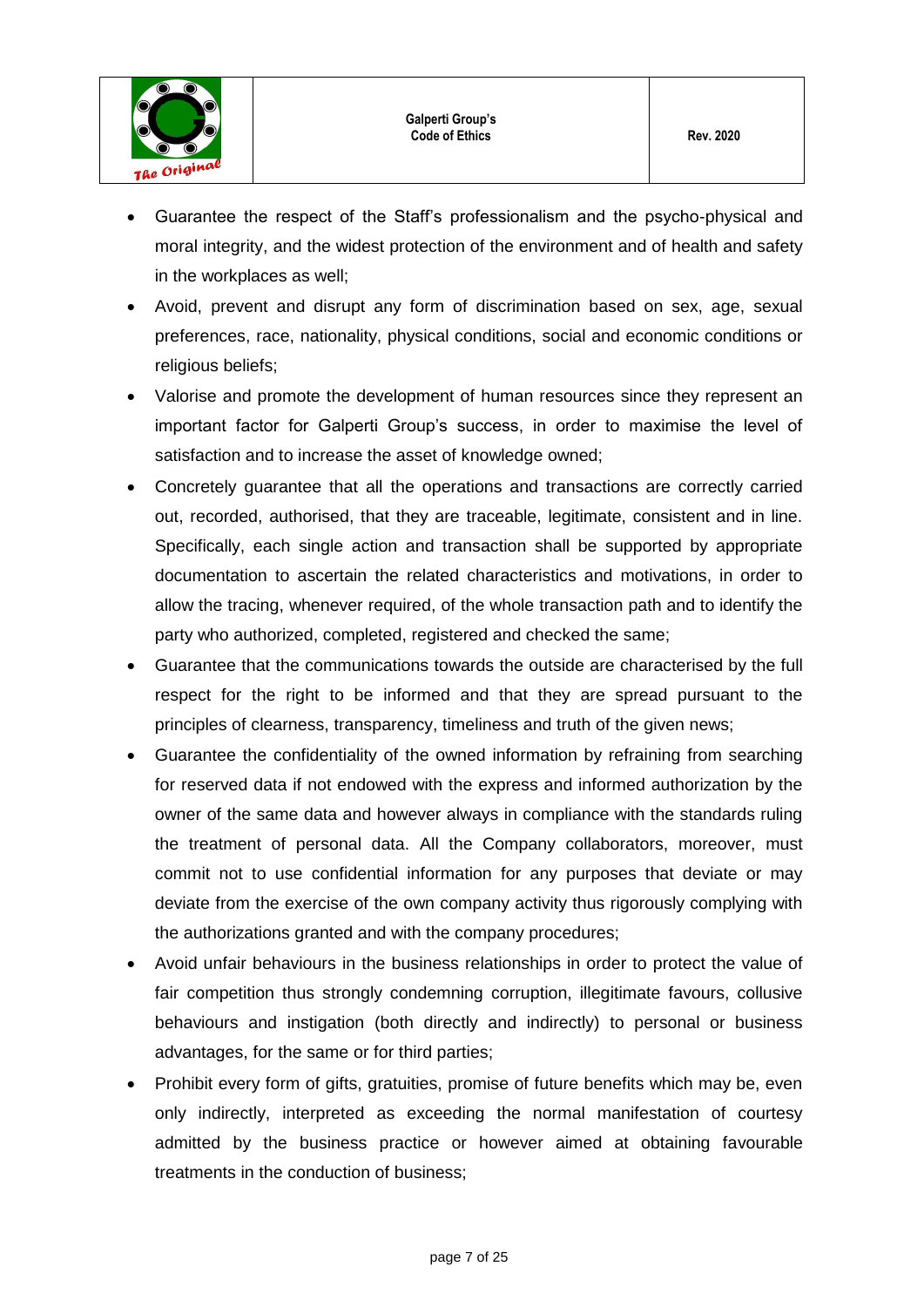- Guarantee the respect of the Staff's professionalism and the psycho-physical and moral integrity, and the widest protection of the environment and of health and safety in the workplaces as well;
- Avoid, prevent and disrupt any form of discrimination based on sex, age, sexual preferences, race, nationality, physical conditions, social and economic conditions or religious beliefs;
- Valorise and promote the development of human resources since they represent an important factor for Galperti Group's success, in order to maximise the level of satisfaction and to increase the asset of knowledge owned;
- Concretely guarantee that all the operations and transactions are correctly carried out, recorded, authorised, that they are traceable, legitimate, consistent and in line. Specifically, each single action and transaction shall be supported by appropriate documentation to ascertain the related characteristics and motivations, in order to allow the tracing, whenever required, of the whole transaction path and to identify the party who authorized, completed, registered and checked the same;
- Guarantee that the communications towards the outside are characterised by the full respect for the right to be informed and that they are spread pursuant to the principles of clearness, transparency, timeliness and truth of the given news;
- Guarantee the confidentiality of the owned information by refraining from searching for reserved data if not endowed with the express and informed authorization by the owner of the same data and however always in compliance with the standards ruling the treatment of personal data. All the Company collaborators, moreover, must commit not to use confidential information for any purposes that deviate or may deviate from the exercise of the own company activity thus rigorously complying with the authorizations granted and with the company procedures;
- Avoid unfair behaviours in the business relationships in order to protect the value of fair competition thus strongly condemning corruption, illegitimate favours, collusive behaviours and instigation (both directly and indirectly) to personal or business advantages, for the same or for third parties;
- Prohibit every form of gifts, gratuities, promise of future benefits which may be, even only indirectly, interpreted as exceeding the normal manifestation of courtesy admitted by the business practice or however aimed at obtaining favourable treatments in the conduction of business;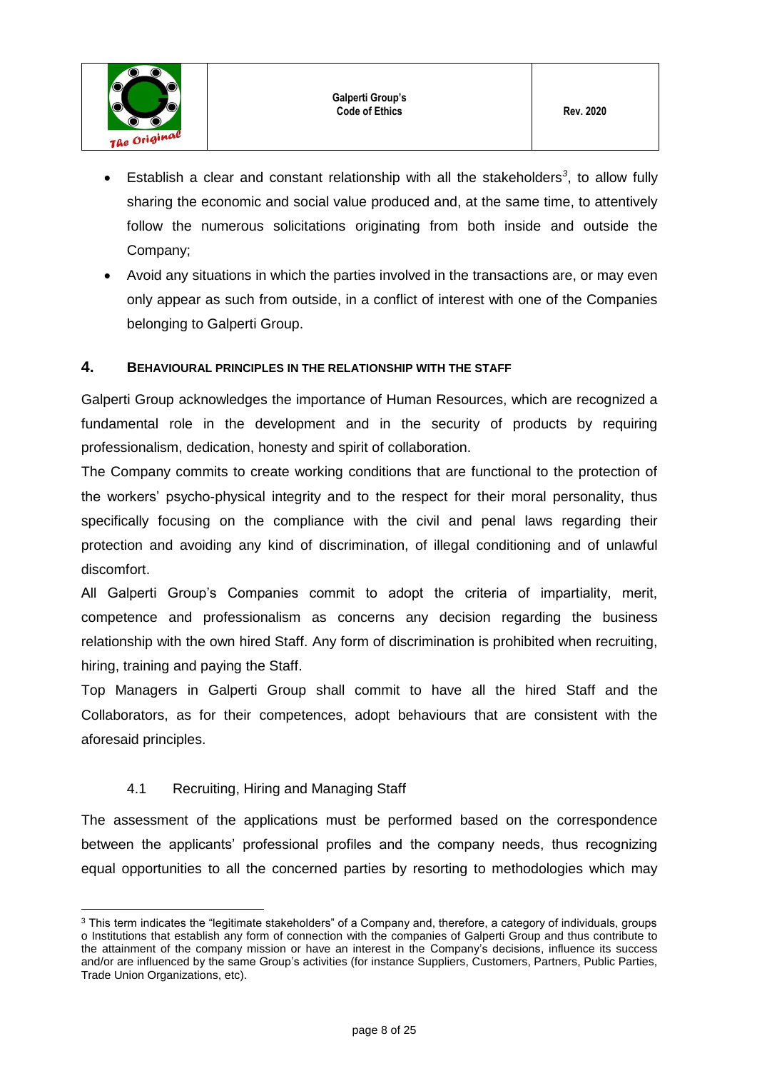- Establish a clear and constant relationship with all the stakeholders[3], to allow fully sharing the economic and social value produced and, at the same time, to attentively follow the numerous solicitations originating from both inside and outside the Company;
- Avoid any situations in which the parties involved in the transactions are, or may even only appear as such from outside, in a conflict of interest with one of the Companies belonging to Galperti Group.

## 4. BEHAVIOURAL PRINCIPLES IN THE RELATIONSHIP WITH THE STAFF

Galperti Group acknowledges the importance of Human Resources, which are recognized a fundamental role in the development and in the security of products by requiring professionalism, dedication, honesty and spirit of collaboration.

The Company commits to create working conditions that are functional to the protection of the workers' psycho-physical integrity and to the respect for their moral personality, thus specifically focusing on the compliance with the civil and penal laws regarding their protection and avoiding any kind of discrimination, of illegal conditioning and of unlawful discomfort.

All Galperti Group's Companies commit to adopt the criteria of impartiality, merit, competence and professionalism as concerns any decision regarding the business relationship with the own hired Staff. Any form of discrimination is prohibited when recruiting, hiring, training and paying the Staff.

Top Managers in Galperti Group shall commit to have all the hired Staff and the Collaborators, as for their competences, adopt behaviours that are consistent with the aforesaid principles.

### 4.1 Recruiting, Hiring and Managing Staff

The assessment of the applications must be performed based on the correspondence between the applicants' professional profiles and the company needs, thus recognizing equal opportunities to all the concerned parties by resorting to methodologies which may

[3] This term indicates the "legitimate stakeholders" of a Company and, therefore, a category of individuals, groups o Institutions that establish any form of connection with the companies of Galperti Group and thus contribute to the attainment of the company mission or have an interest in the Company's decisions, influence its success and/or are influenced by the same Group's activities (for instance Suppliers, Customers, Partners, Public Parties, Trade Union Organizations, etc).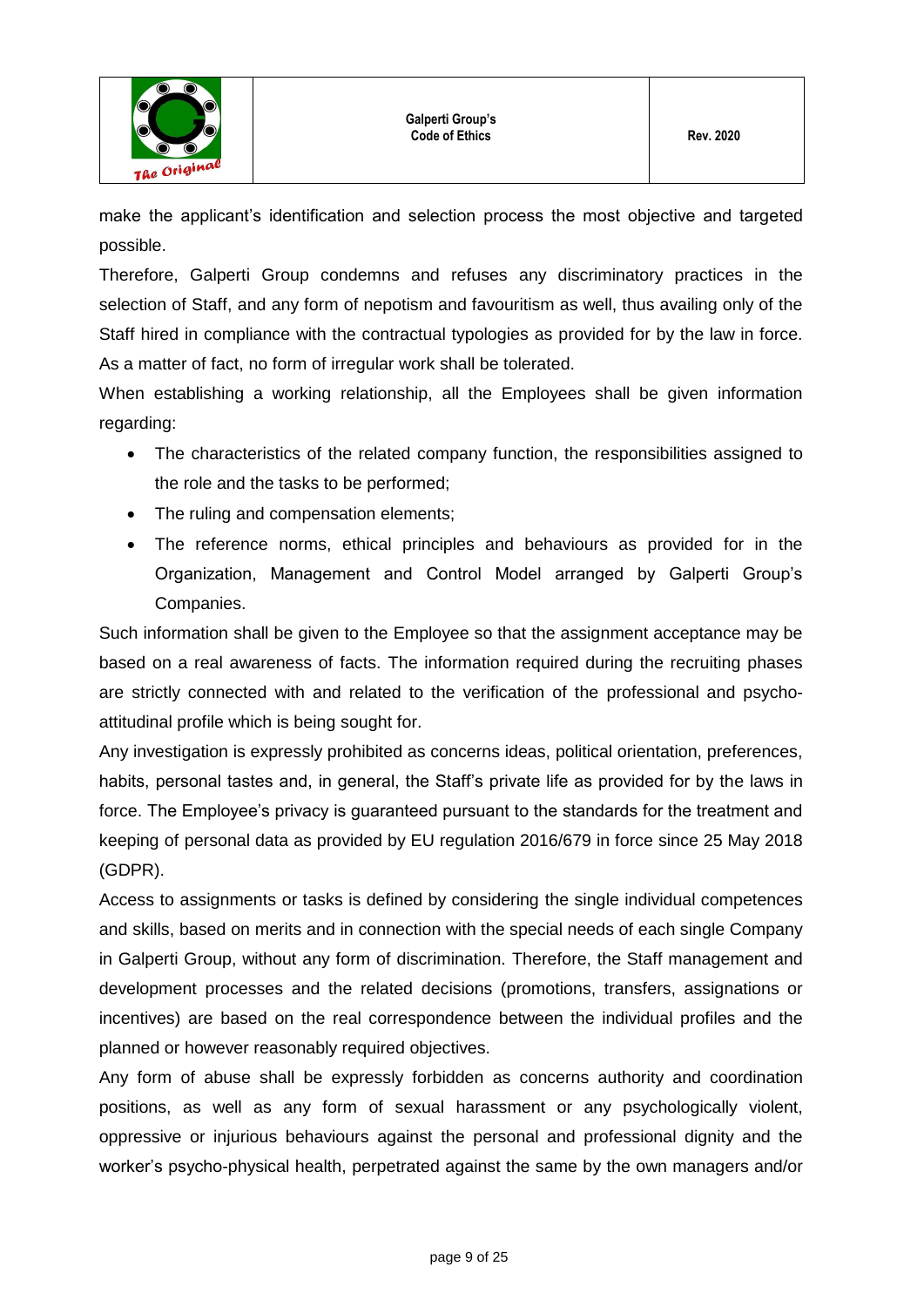make the applicant's identification and selection process the most objective and targeted possible.

Therefore, Galperti Group condemns and refuses any discriminatory practices in the selection of Staff, and any form of nepotism and favouritism as well, thus availing only of the Staff hired in compliance with the contractual typologies as provided for by the law in force. As a matter of fact, no form of irregular work shall be tolerated.

When establishing a working relationship, all the Employees shall be given information regarding:

- The characteristics of the related company function, the responsibilities assigned to the role and the tasks to be performed;
- The ruling and compensation elements;
- The reference norms, ethical principles and behaviours as provided for in the Organization, Management and Control Model arranged by Galperti Group's Companies.

Such information shall be given to the Employee so that the assignment acceptance may be based on a real awareness of facts. The information required during the recruiting phases are strictly connected with and related to the verification of the professional and psycho-attitudinal profile which is being sought for.

Any investigation is expressly prohibited as concerns ideas, political orientation, preferences, habits, personal tastes and, in general, the Staff's private life as provided for by the laws in force. The Employee's privacy is guaranteed pursuant to the standards for the treatment and keeping of personal data as provided by EU regulation 2016/679 in force since 25 May 2018 (GDPR).

Access to assignments or tasks is defined by considering the single individual competences and skills, based on merits and in connection with the special needs of each single Company in Galperti Group, without any form of discrimination. Therefore, the Staff management and development processes and the related decisions (promotions, transfers, assignations or incentives) are based on the real correspondence between the individual profiles and the planned or however reasonably required objectives.

Any form of abuse shall be expressly forbidden as concerns authority and coordination positions, as well as any form of sexual harassment or any psychologically violent, oppressive or injurious behaviours against the personal and professional dignity and the worker's psycho-physical health, perpetrated against the same by the own managers and/or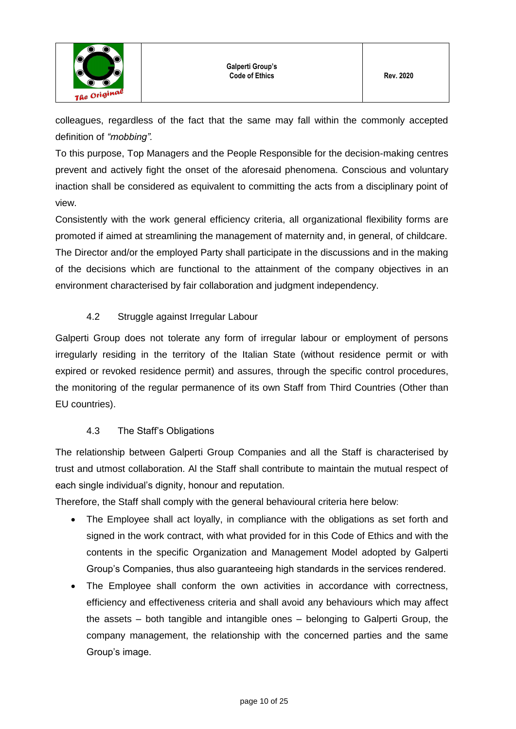colleagues, regardless of the fact that the same may fall within the commonly accepted definition of *“mobbing”.*

To this purpose, Top Managers and the People Responsible for the decision-making centres prevent and actively fight the onset of the aforesaid phenomena. Conscious and voluntary inaction shall be considered as equivalent to committing the acts from a disciplinary point of view.

Consistently with the work general efficiency criteria, all organizational flexibility forms are promoted if aimed at streamlining the management of maternity and, in general, of childcare. The Director and/or the employed Party shall participate in the discussions and in the making of the decisions which are functional to the attainment of the company objectives in an environment characterised by fair collaboration and judgment independency.

### 4.2 Struggle against Irregular Labour

Galperti Group does not tolerate any form of irregular labour or employment of persons irregularly residing in the territory of the Italian State (without residence permit or with expired or revoked residence permit) and assures, through the specific control procedures, the monitoring of the regular permanence of its own Staff from Third Countries (Other than EU countries).

### 4.3 The Staff’s Obligations

The relationship between Galperti Group Companies and all the Staff is characterised by trust and utmost collaboration. Al the Staff shall contribute to maintain the mutual respect of each single individual’s dignity, honour and reputation.

Therefore, the Staff shall comply with the general behavioural criteria here below:

- The Employee shall act loyally, in compliance with the obligations as set forth and signed in the work contract, with what provided for in this Code of Ethics and with the contents in the specific Organization and Management Model adopted by Galperti Group’s Companies, thus also guaranteeing high standards in the services rendered.
- The Employee shall conform the own activities in accordance with correctness, efficiency and effectiveness criteria and shall avoid any behaviours which may affect the assets – both tangible and intangible ones – belonging to Galperti Group, the company management, the relationship with the concerned parties and the same Group’s image.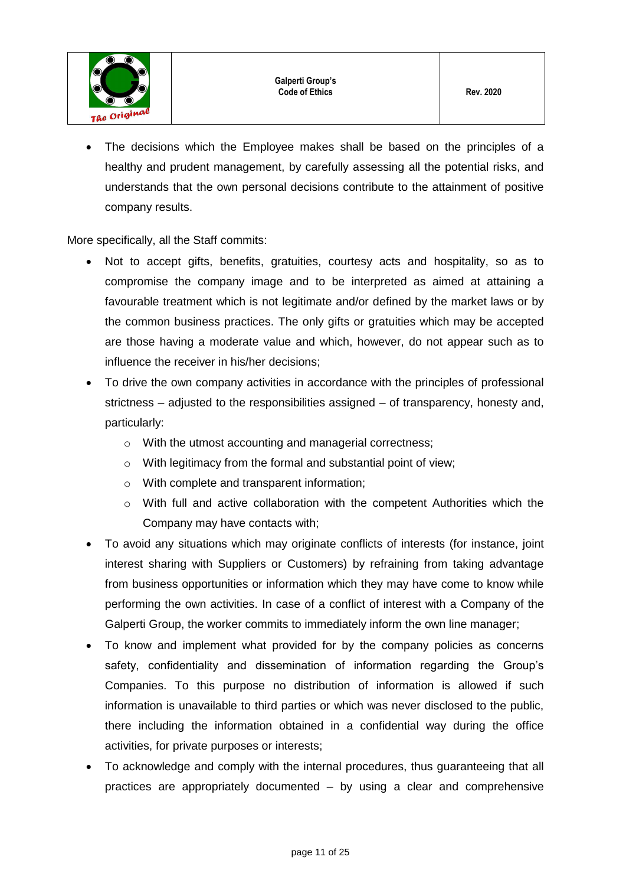- The decisions which the Employee makes shall be based on the principles of a healthy and prudent management, by carefully assessing all the potential risks, and understands that the own personal decisions contribute to the attainment of positive company results.

More specifically, all the Staff commits:

- Not to accept gifts, benefits, gratuities, courtesy acts and hospitality, so as to compromise the company image and to be interpreted as aimed at attaining a favourable treatment which is not legitimate and/or defined by the market laws or by the common business practices. The only gifts or gratuities which may be accepted are those having a moderate value and which, however, do not appear such as to influence the receiver in his/her decisions;
- To drive the own company activities in accordance with the principles of professional strictness – adjusted to the responsibilities assigned – of transparency, honesty and, particularly:
  - With the utmost accounting and managerial correctness;
  - With legitimacy from the formal and substantial point of view;
  - With complete and transparent information;
  - With full and active collaboration with the competent Authorities which the Company may have contacts with;
- To avoid any situations which may originate conflicts of interests (for instance, joint interest sharing with Suppliers or Customers) by refraining from taking advantage from business opportunities or information which they may have come to know while performing the own activities. In case of a conflict of interest with a Company of the Galperti Group, the worker commits to immediately inform the own line manager;
- To know and implement what provided for by the company policies as concerns safety, confidentiality and dissemination of information regarding the Group's Companies. To this purpose no distribution of information is allowed if such information is unavailable to third parties or which was never disclosed to the public, there including the information obtained in a confidential way during the office activities, for private purposes or interests;
- To acknowledge and comply with the internal procedures, thus guaranteeing that all practices are appropriately documented – by using a clear and comprehensive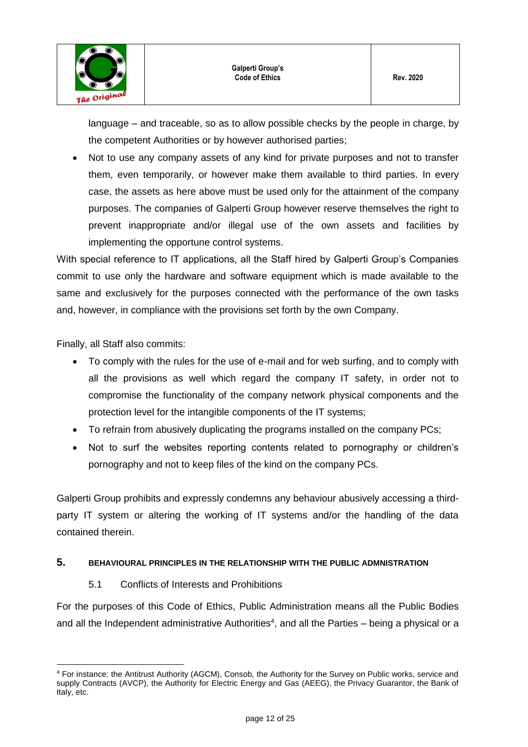language – and traceable, so as to allow possible checks by the people in charge, by the competent Authorities or by however authorised parties;

- Not to use any company assets of any kind for private purposes and not to transfer them, even temporarily, or however make them available to third parties. In every case, the assets as here above must be used only for the attainment of the company purposes. The companies of Galperti Group however reserve themselves the right to prevent inappropriate and/or illegal use of the own assets and facilities by implementing the opportune control systems.

With special reference to IT applications, all the Staff hired by Galperti Group's Companies commit to use only the hardware and software equipment which is made available to the same and exclusively for the purposes connected with the performance of the own tasks and, however, in compliance with the provisions set forth by the own Company.

Finally, all Staff also commits:

- To comply with the rules for the use of e-mail and for web surfing, and to comply with all the provisions as well which regard the company IT safety, in order not to compromise the functionality of the company network physical components and the protection level for the intangible components of the IT systems;
- To refrain from abusively duplicating the programs installed on the company PCs;
- Not to surf the websites reporting contents related to pornography or children's pornography and not to keep files of the kind on the company PCs.

Galperti Group prohibits and expressly condemns any behaviour abusively accessing a third-party IT system or altering the working of IT systems and/or the handling of the data contained therein.

## 5. BEHAVIOURAL PRINCIPLES IN THE RELATIONSHIP WITH THE PUBLIC ADMNISTRATION

### 5.1 Conflicts of Interests and Prohibitions

For the purposes of this Code of Ethics, Public Administration means all the Public Bodies and all the Independent administrative Authorities[4], and all the Parties – being a physical or a

[4] For instance: the Antitrust Authority (AGCM), Consob, the Authority for the Survey on Public works, service and supply Contracts (AVCP), the Authority for Electric Energy and Gas (AEEG), the Privacy Guarantor, the Bank of Italy, etc.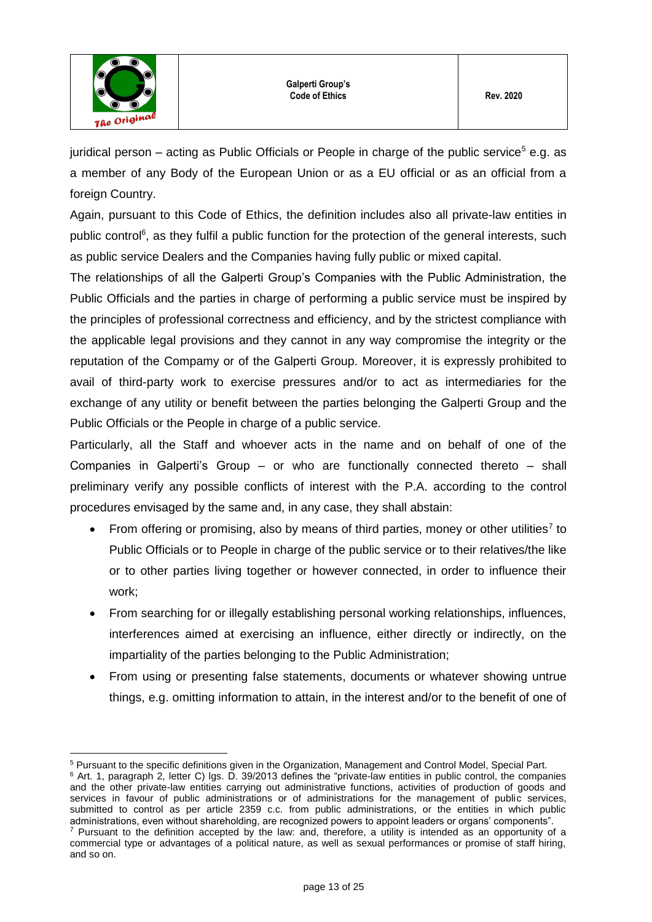juridical person – acting as Public Officials or People in charge of the public service[5] e.g. as a member of any Body of the European Union or as a EU official or as an official from a foreign Country.

Again, pursuant to this Code of Ethics, the definition includes also all private-law entities in public control[6], as they fulfil a public function for the protection of the general interests, such as public service Dealers and the Companies having fully public or mixed capital.

The relationships of all the Galperti Group's Companies with the Public Administration, the Public Officials and the parties in charge of performing a public service must be inspired by the principles of professional correctness and efficiency, and by the strictest compliance with the applicable legal provisions and they cannot in any way compromise the integrity or the reputation of the Compamy or of the Galperti Group. Moreover, it is expressly prohibited to avail of third-party work to exercise pressures and/or to act as intermediaries for the exchange of any utility or benefit between the parties belonging the Galperti Group and the Public Officials or the People in charge of a public service.

Particularly, all the Staff and whoever acts in the name and on behalf of one of the Companies in Galperti's Group – or who are functionally connected thereto – shall preliminary verify any possible conflicts of interest with the P.A. according to the control procedures envisaged by the same and, in any case, they shall abstain:

- From offering or promising, also by means of third parties, money or other utilities[7] to Public Officials or to People in charge of the public service or to their relatives/the like or to other parties living together or however connected, in order to influence their work;
- From searching for or illegally establishing personal working relationships, influences, interferences aimed at exercising an influence, either directly or indirectly, on the impartiality of the parties belonging to the Public Administration;
- From using or presenting false statements, documents or whatever showing untrue things, e.g. omitting information to attain, in the interest and/or to the benefit of one of

---

[5] Pursuant to the specific definitions given in the Organization, Management and Control Model, Special Part.

[6] Art. 1, paragraph 2, letter C) lgs. D. 39/2013 defines the "private-law entities in public control, the companies and the other private-law entities carrying out administrative functions, activities of production of goods and services in favour of public administrations or of administrations for the management of public services, submitted to control as per article 2359 c.c. from public administrations, or the entities in which public administrations, even without shareholding, are recognized powers to appoint leaders or organs' components".

[7] Pursuant to the definition accepted by the law: and, therefore, a utility is intended as an opportunity of a commercial type or advantages of a political nature, as well as sexual performances or promise of staff hiring, and so on.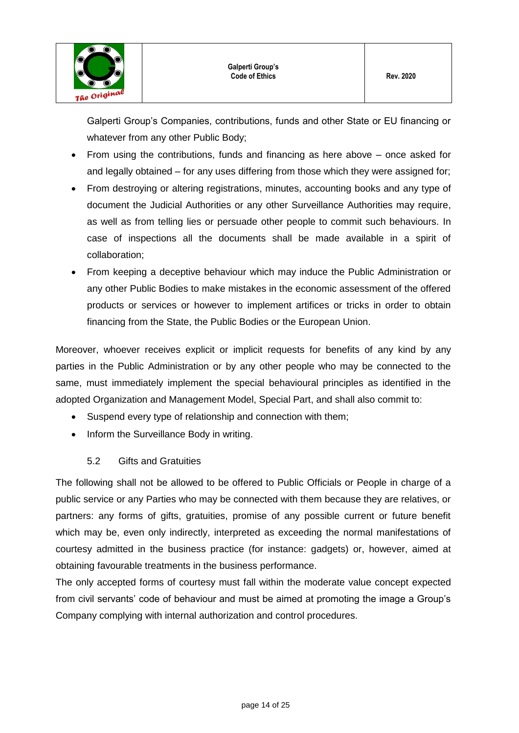Galperti Group's Companies, contributions, funds and other State or EU financing or whatever from any other Public Body;

- From using the contributions, funds and financing as here above – once asked for and legally obtained – for any uses differing from those which they were assigned for;
- From destroying or altering registrations, minutes, accounting books and any type of document the Judicial Authorities or any other Surveillance Authorities may require, as well as from telling lies or persuade other people to commit such behaviours. In case of inspections all the documents shall be made available in a spirit of collaboration;
- From keeping a deceptive behaviour which may induce the Public Administration or any other Public Bodies to make mistakes in the economic assessment of the offered products or services or however to implement artifices or tricks in order to obtain financing from the State, the Public Bodies or the European Union.

Moreover, whoever receives explicit or implicit requests for benefits of any kind by any parties in the Public Administration or by any other people who may be connected to the same, must immediately implement the special behavioural principles as identified in the adopted Organization and Management Model, Special Part, and shall also commit to:

- Suspend every type of relationship and connection with them;
- Inform the Surveillance Body in writing.

### 5.2 Gifts and Gratuities

The following shall not be allowed to be offered to Public Officials or People in charge of a public service or any Parties who may be connected with them because they are relatives, or partners: any forms of gifts, gratuities, promise of any possible current or future benefit which may be, even only indirectly, interpreted as exceeding the normal manifestations of courtesy admitted in the business practice (for instance: gadgets) or, however, aimed at obtaining favourable treatments in the business performance.

The only accepted forms of courtesy must fall within the moderate value concept expected from civil servants' code of behaviour and must be aimed at promoting the image a Group's Company complying with internal authorization and control procedures.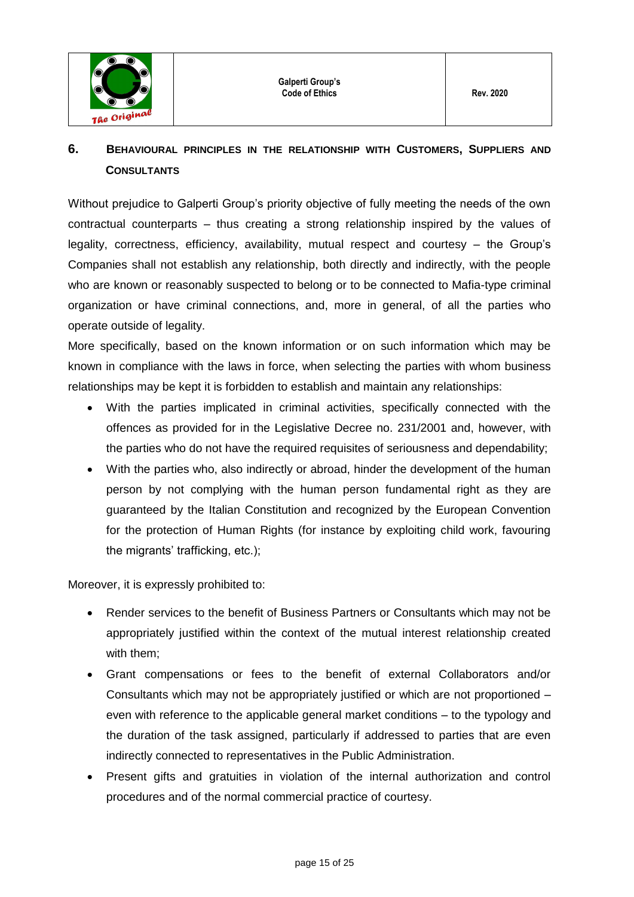## 6. BEHAVIOURAL PRINCIPLES IN THE RELATIONSHIP WITH CUSTOMERS, SUPPLIERS AND CONSULTANTS

Without prejudice to Galperti Group's priority objective of fully meeting the needs of the own contractual counterparts – thus creating a strong relationship inspired by the values of legality, correctness, efficiency, availability, mutual respect and courtesy – the Group's Companies shall not establish any relationship, both directly and indirectly, with the people who are known or reasonably suspected to belong or to be connected to Mafia-type criminal organization or have criminal connections, and, more in general, of all the parties who operate outside of legality.

More specifically, based on the known information or on such information which may be known in compliance with the laws in force, when selecting the parties with whom business relationships may be kept it is forbidden to establish and maintain any relationships:

- With the parties implicated in criminal activities, specifically connected with the offences as provided for in the Legislative Decree no. 231/2001 and, however, with the parties who do not have the required requisites of seriousness and dependability;
- With the parties who, also indirectly or abroad, hinder the development of the human person by not complying with the human person fundamental right as they are guaranteed by the Italian Constitution and recognized by the European Convention for the protection of Human Rights (for instance by exploiting child work, favouring the migrants' trafficking, etc.);

Moreover, it is expressly prohibited to:

- Render services to the benefit of Business Partners or Consultants which may not be appropriately justified within the context of the mutual interest relationship created with them;
- Grant compensations or fees to the benefit of external Collaborators and/or Consultants which may not be appropriately justified or which are not proportioned – even with reference to the applicable general market conditions – to the typology and the duration of the task assigned, particularly if addressed to parties that are even indirectly connected to representatives in the Public Administration.
- Present gifts and gratuities in violation of the internal authorization and control procedures and of the normal commercial practice of courtesy.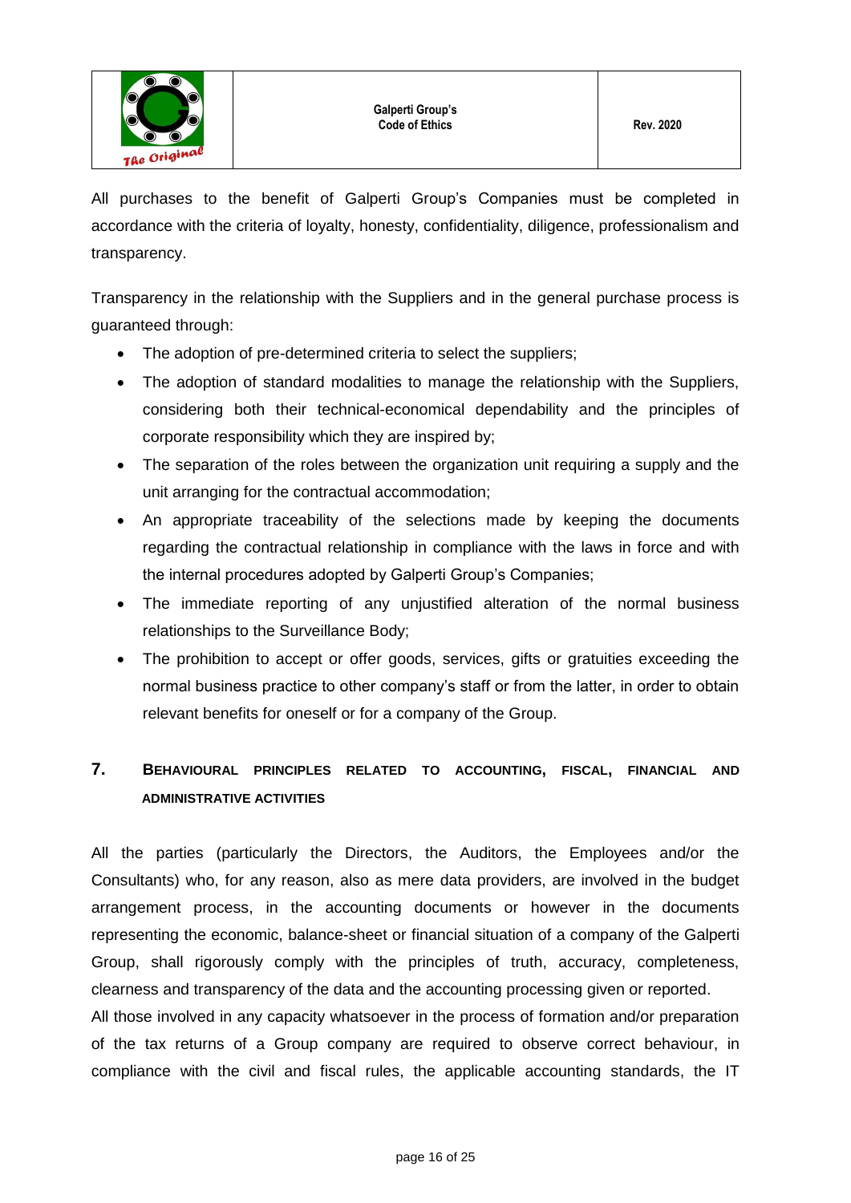All purchases to the benefit of Galperti Group's Companies must be completed in accordance with the criteria of loyalty, honesty, confidentiality, diligence, professionalism and transparency.

Transparency in the relationship with the Suppliers and in the general purchase process is guaranteed through:

- The adoption of pre-determined criteria to select the suppliers;
- The adoption of standard modalities to manage the relationship with the Suppliers, considering both their technical-economical dependability and the principles of corporate responsibility which they are inspired by;
- The separation of the roles between the organization unit requiring a supply and the unit arranging for the contractual accommodation;
- An appropriate traceability of the selections made by keeping the documents regarding the contractual relationship in compliance with the laws in force and with the internal procedures adopted by Galperti Group's Companies;
- The immediate reporting of any unjustified alteration of the normal business relationships to the Surveillance Body;
- The prohibition to accept or offer goods, services, gifts or gratuities exceeding the normal business practice to other company's staff or from the latter, in order to obtain relevant benefits for oneself or for a company of the Group.

## 7. Behavioural Principles Related to Accounting, Fiscal, Financial and Administrative Activities

All the parties (particularly the Directors, the Auditors, the Employees and/or the Consultants) who, for any reason, also as mere data providers, are involved in the budget arrangement process, in the accounting documents or however in the documents representing the economic, balance-sheet or financial situation of a company of the Galperti Group, shall rigorously comply with the principles of truth, accuracy, completeness, clearness and transparency of the data and the accounting processing given or reported.

All those involved in any capacity whatsoever in the process of formation and/or preparation of the tax returns of a Group company are required to observe correct behaviour, in compliance with the civil and fiscal rules, the applicable accounting standards, the IT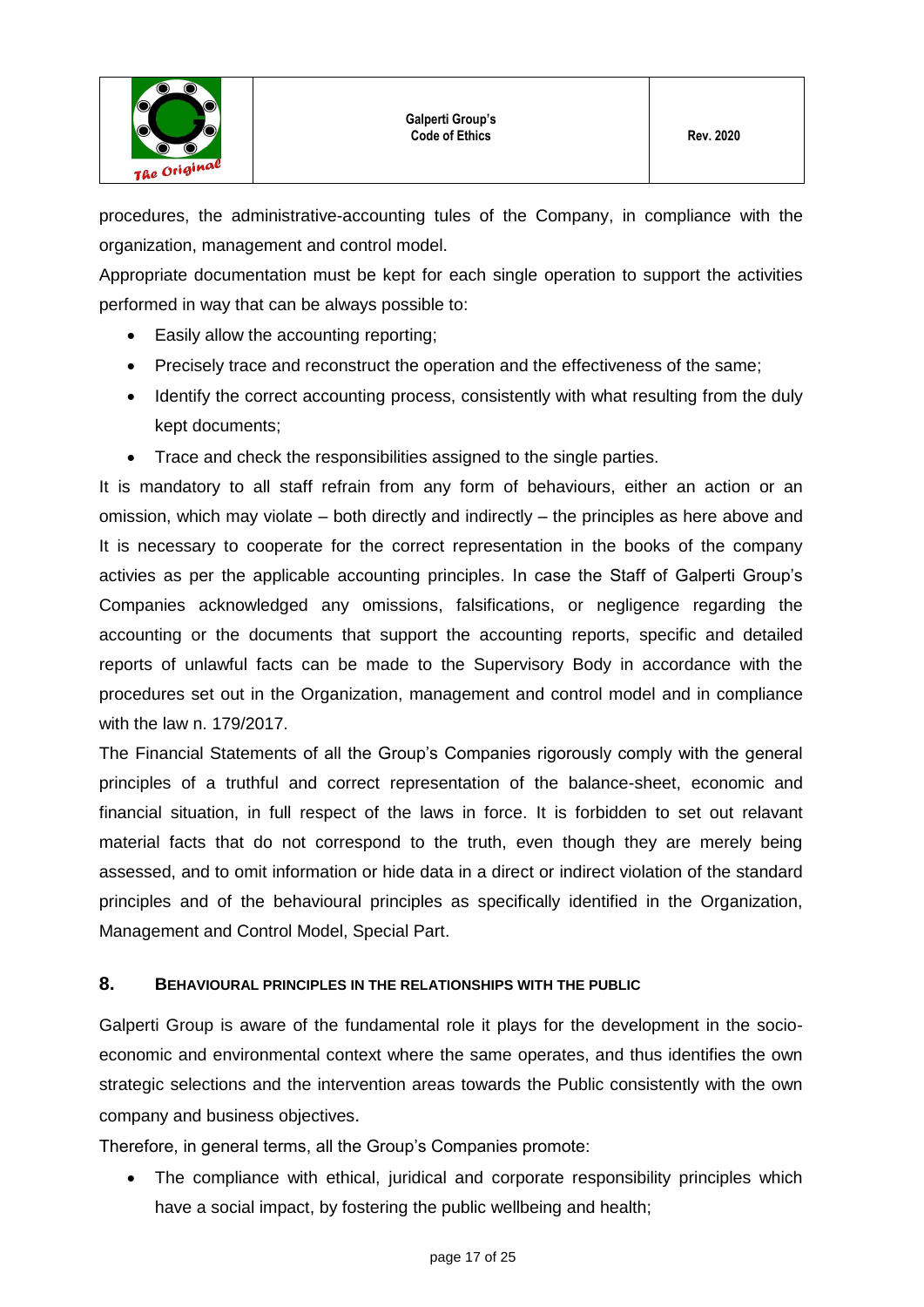procedures, the administrative-accounting tules of the Company, in compliance with the organization, management and control model.

Appropriate documentation must be kept for each single operation to support the activities performed in way that can be always possible to:

- Easily allow the accounting reporting;
- Precisely trace and reconstruct the operation and the effectiveness of the same;
- Identify the correct accounting process, consistently with what resulting from the duly kept documents;
- Trace and check the responsibilities assigned to the single parties.

It is mandatory to all staff refrain from any form of behaviours, either an action or an omission, which may violate – both directly and indirectly – the principles as here above and It is necessary to cooperate for the correct representation in the books of the company activies as per the applicable accounting principles. In case the Staff of Galperti Group's Companies acknowledged any omissions, falsifications, or negligence regarding the accounting or the documents that support the accounting reports, specific and detailed reports of unlawful facts can be made to the Supervisory Body in accordance with the procedures set out in the Organization, management and control model and in compliance with the law n. 179/2017.

The Financial Statements of all the Group's Companies rigorously comply with the general principles of a truthful and correct representation of the balance-sheet, economic and financial situation, in full respect of the laws in force. It is forbidden to set out relavant material facts that do not correspond to the truth, even though they are merely being assessed, and to omit information or hide data in a direct or indirect violation of the standard principles and of the behavioural principles as specifically identified in the Organization, Management and Control Model, Special Part.

## 8. BEHAVIOURAL PRINCIPLES IN THE RELATIONSHIPS WITH THE PUBLIC

Galperti Group is aware of the fundamental role it plays for the development in the socio-economic and environmental context where the same operates, and thus identifies the own strategic selections and the intervention areas towards the Public consistently with the own company and business objectives.

Therefore, in general terms, all the Group's Companies promote:

- The compliance with ethical, juridical and corporate responsibility principles which have a social impact, by fostering the public wellbeing and health;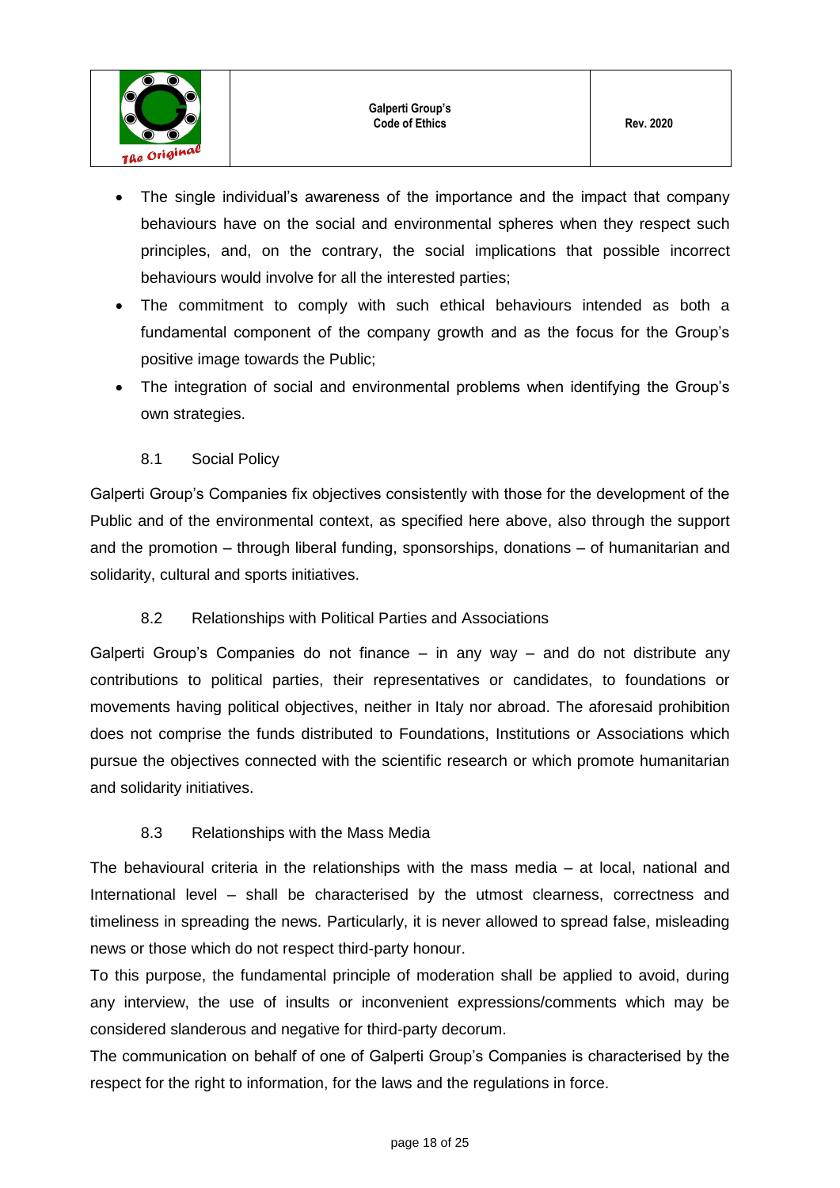- The single individual's awareness of the importance and the impact that company behaviours have on the social and environmental spheres when they respect such principles, and, on the contrary, the social implications that possible incorrect behaviours would involve for all the interested parties;
- The commitment to comply with such ethical behaviours intended as both a fundamental component of the company growth and as the focus for the Group's positive image towards the Public;
- The integration of social and environmental problems when identifying the Group's own strategies.

### 8.1 Social Policy

Galperti Group's Companies fix objectives consistently with those for the development of the Public and of the environmental context, as specified here above, also through the support and the promotion – through liberal funding, sponsorships, donations – of humanitarian and solidarity, cultural and sports initiatives.

### 8.2 Relationships with Political Parties and Associations

Galperti Group's Companies do not finance – in any way – and do not distribute any contributions to political parties, their representatives or candidates, to foundations or movements having political objectives, neither in Italy nor abroad. The aforesaid prohibition does not comprise the funds distributed to Foundations, Institutions or Associations which pursue the objectives connected with the scientific research or which promote humanitarian and solidarity initiatives.

### 8.3 Relationships with the Mass Media

The behavioural criteria in the relationships with the mass media – at local, national and International level – shall be characterised by the utmost clearness, correctness and timeliness in spreading the news. Particularly, it is never allowed to spread false, misleading news or those which do not respect third-party honour.

To this purpose, the fundamental principle of moderation shall be applied to avoid, during any interview, the use of insults or inconvenient expressions/comments which may be considered slanderous and negative for third-party decorum.

The communication on behalf of one of Galperti Group's Companies is characterised by the respect for the right to information, for the laws and the regulations in force.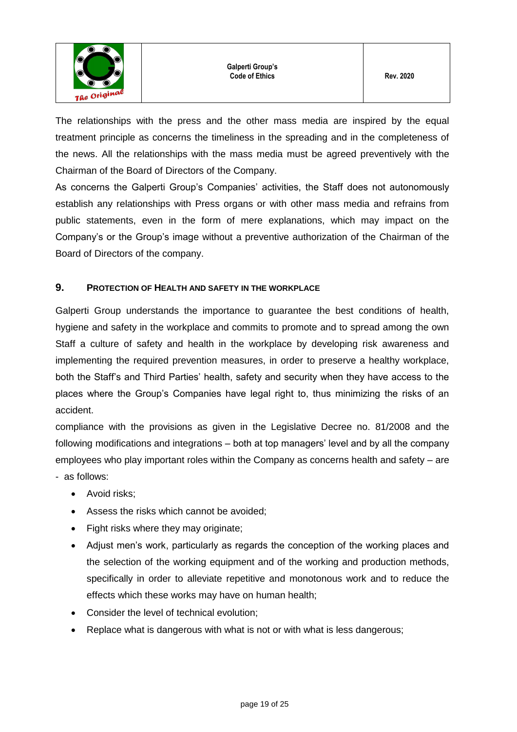The relationships with the press and the other mass media are inspired by the equal treatment principle as concerns the timeliness in the spreading and in the completeness of the news. All the relationships with the mass media must be agreed preventively with the Chairman of the Board of Directors of the Company.

As concerns the Galperti Group's Companies' activities, the Staff does not autonomously establish any relationships with Press organs or with other mass media and refrains from public statements, even in the form of mere explanations, which may impact on the Company's or the Group's image without a preventive authorization of the Chairman of the Board of Directors of the company.

## 9. PROTECTION OF HEALTH AND SAFETY IN THE WORKPLACE

Galperti Group understands the importance to guarantee the best conditions of health, hygiene and safety in the workplace and commits to promote and to spread among the own Staff a culture of safety and health in the workplace by developing risk awareness and implementing the required prevention measures, in order to preserve a healthy workplace, both the Staff's and Third Parties' health, safety and security when they have access to the places where the Group's Companies have legal right to, thus minimizing the risks of an accident.

compliance with the provisions as given in the Legislative Decree no. 81/2008 and the following modifications and integrations – both at top managers' level and by all the company employees who play important roles within the Company as concerns health and safety – are - as follows:

- Avoid risks;
- Assess the risks which cannot be avoided;
- Fight risks where they may originate;
- Adjust men's work, particularly as regards the conception of the working places and the selection of the working equipment and of the working and production methods, specifically in order to alleviate repetitive and monotonous work and to reduce the effects which these works may have on human health;
- Consider the level of technical evolution;
- Replace what is dangerous with what is not or with what is less dangerous;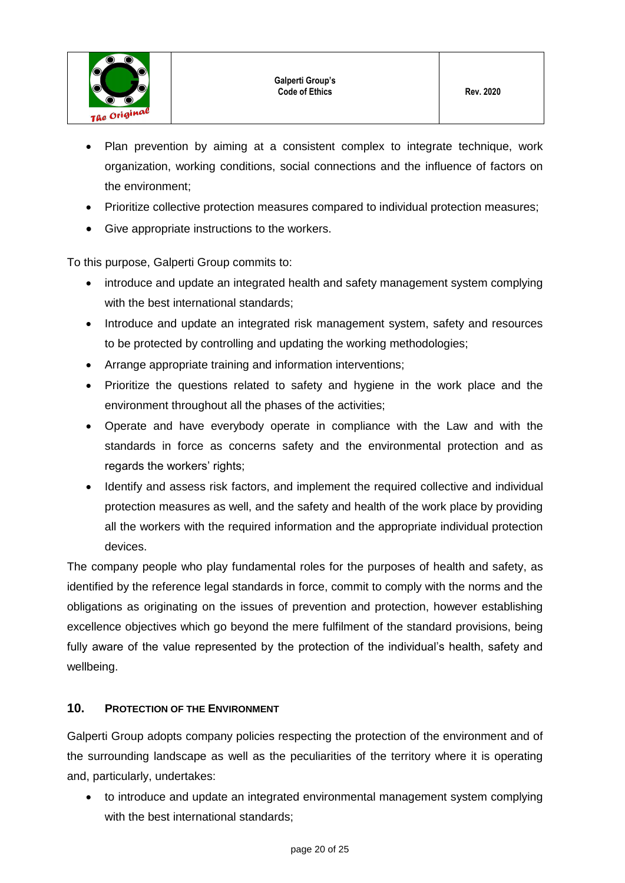- Plan prevention by aiming at a consistent complex to integrate technique, work organization, working conditions, social connections and the influence of factors on the environment;
- Prioritize collective protection measures compared to individual protection measures;
- Give appropriate instructions to the workers.

To this purpose, Galperti Group commits to:

- introduce and update an integrated health and safety management system complying with the best international standards;
- Introduce and update an integrated risk management system, safety and resources to be protected by controlling and updating the working methodologies;
- Arrange appropriate training and information interventions;
- Prioritize the questions related to safety and hygiene in the work place and the environment throughout all the phases of the activities;
- Operate and have everybody operate in compliance with the Law and with the standards in force as concerns safety and the environmental protection and as regards the workers' rights;
- Identify and assess risk factors, and implement the required collective and individual protection measures as well, and the safety and health of the work place by providing all the workers with the required information and the appropriate individual protection devices.

The company people who play fundamental roles for the purposes of health and safety, as identified by the reference legal standards in force, commit to comply with the norms and the obligations as originating on the issues of prevention and protection, however establishing excellence objectives which go beyond the mere fulfilment of the standard provisions, being fully aware of the value represented by the protection of the individual's health, safety and wellbeing.

## 10. Protection of the Environment

Galperti Group adopts company policies respecting the protection of the environment and of the surrounding landscape as well as the peculiarities of the territory where it is operating and, particularly, undertakes:

- to introduce and update an integrated environmental management system complying with the best international standards;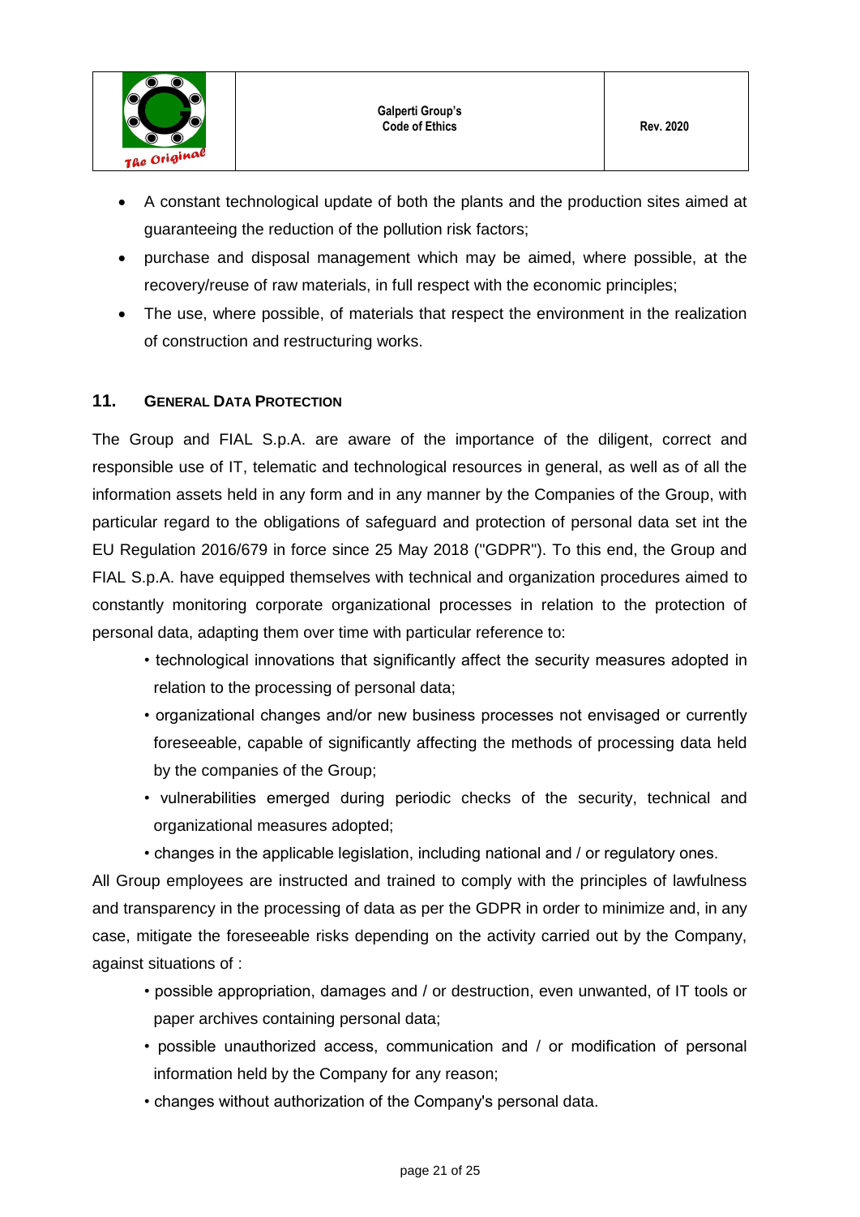- A constant technological update of both the plants and the production sites aimed at guaranteeing the reduction of the pollution risk factors;
- purchase and disposal management which may be aimed, where possible, at the recovery/reuse of raw materials, in full respect with the economic principles;
- The use, where possible, of materials that respect the environment in the realization of construction and restructuring works.

## 11. GENERAL DATA PROTECTION

The Group and FIAL S.p.A. are aware of the importance of the diligent, correct and responsible use of IT, telematic and technological resources in general, as well as of all the information assets held in any form and in any manner by the Companies of the Group, with particular regard to the obligations of safeguard and protection of personal data set int the EU Regulation 2016/679 in force since 25 May 2018 ("GDPR"). To this end, the Group and FIAL S.p.A. have equipped themselves with technical and organization procedures aimed to constantly monitoring corporate organizational processes in relation to the protection of personal data, adapting them over time with particular reference to:

- technological innovations that significantly affect the security measures adopted in relation to the processing of personal data;
- organizational changes and/or new business processes not envisaged or currently foreseeable, capable of significantly affecting the methods of processing data held by the companies of the Group;
- vulnerabilities emerged during periodic checks of the security, technical and organizational measures adopted;
- changes in the applicable legislation, including national and / or regulatory ones.

All Group employees are instructed and trained to comply with the principles of lawfulness and transparency in the processing of data as per the GDPR in order to minimize and, in any case, mitigate the foreseeable risks depending on the activity carried out by the Company, against situations of :

- possible appropriation, damages and / or destruction, even unwanted, of IT tools or paper archives containing personal data;
- possible unauthorized access, communication and / or modification of personal information held by the Company for any reason;
- changes without authorization of the Company's personal data.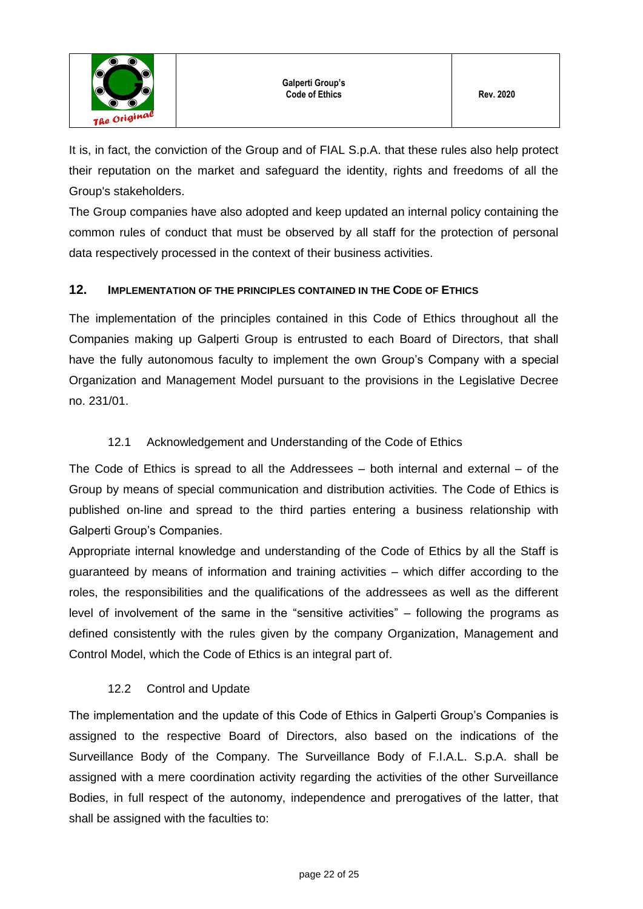It is, in fact, the conviction of the Group and of FIAL S.p.A. that these rules also help protect their reputation on the market and safeguard the identity, rights and freedoms of all the Group's stakeholders.

The Group companies have also adopted and keep updated an internal policy containing the common rules of conduct that must be observed by all staff for the protection of personal data respectively processed in the context of their business activities.

## 12. IMPLEMENTATION OF THE PRINCIPLES CONTAINED IN THE CODE OF ETHICS

The implementation of the principles contained in this Code of Ethics throughout all the Companies making up Galperti Group is entrusted to each Board of Directors, that shall have the fully autonomous faculty to implement the own Group's Company with a special Organization and Management Model pursuant to the provisions in the Legislative Decree no. 231/01.

### 12.1 Acknowledgement and Understanding of the Code of Ethics

The Code of Ethics is spread to all the Addressees – both internal and external – of the Group by means of special communication and distribution activities. The Code of Ethics is published on-line and spread to the third parties entering a business relationship with Galperti Group's Companies.

Appropriate internal knowledge and understanding of the Code of Ethics by all the Staff is guaranteed by means of information and training activities – which differ according to the roles, the responsibilities and the qualifications of the addressees as well as the different level of involvement of the same in the "sensitive activities" – following the programs as defined consistently with the rules given by the company Organization, Management and Control Model, which the Code of Ethics is an integral part of.

### 12.2 Control and Update

The implementation and the update of this Code of Ethics in Galperti Group's Companies is assigned to the respective Board of Directors, also based on the indications of the Surveillance Body of the Company. The Surveillance Body of F.I.A.L. S.p.A. shall be assigned with a mere coordination activity regarding the activities of the other Surveillance Bodies, in full respect of the autonomy, independence and prerogatives of the latter, that shall be assigned with the faculties to: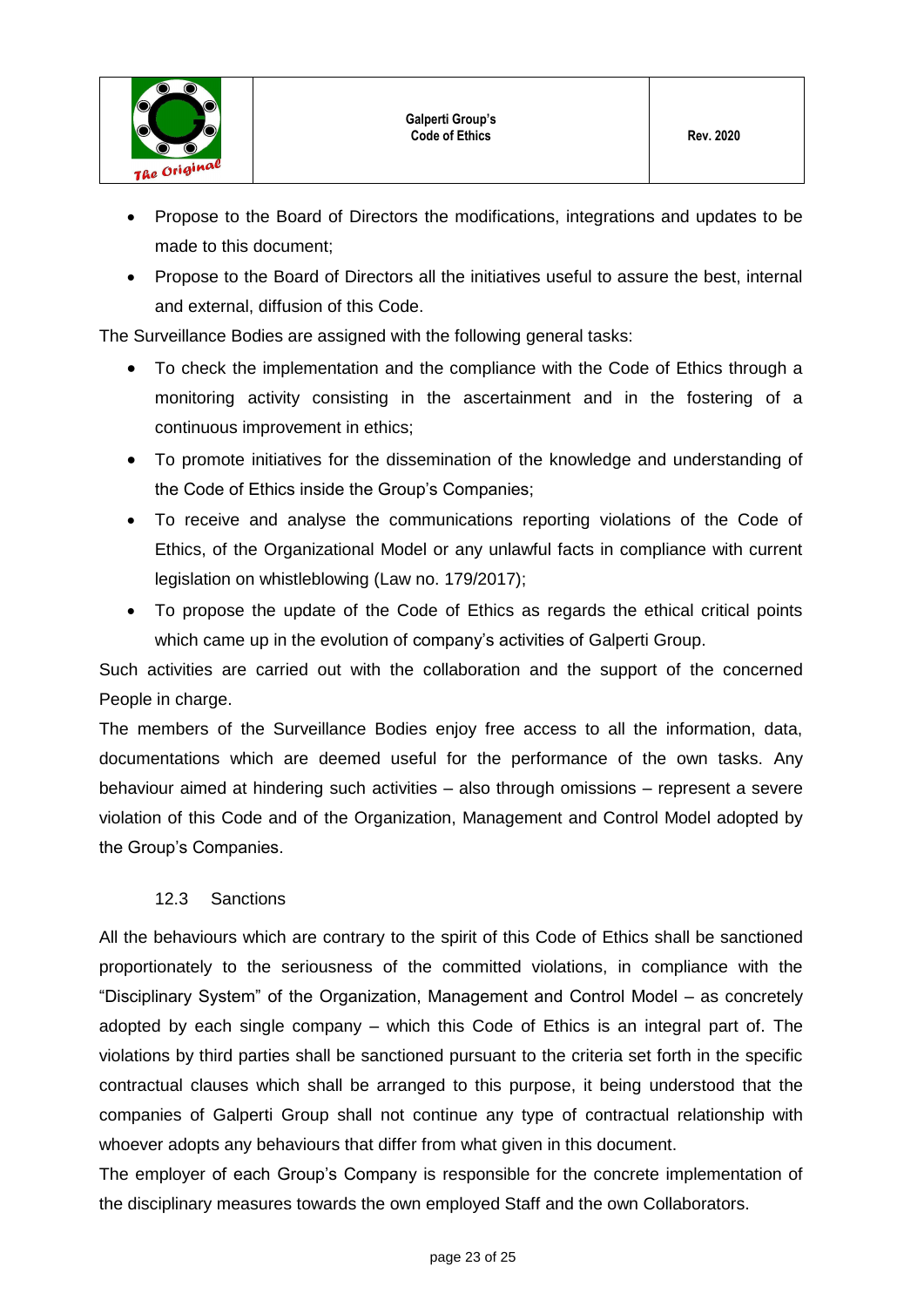- Propose to the Board of Directors the modifications, integrations and updates to be made to this document;
- Propose to the Board of Directors all the initiatives useful to assure the best, internal and external, diffusion of this Code.

The Surveillance Bodies are assigned with the following general tasks:

- To check the implementation and the compliance with the Code of Ethics through a monitoring activity consisting in the ascertainment and in the fostering of a continuous improvement in ethics;
- To promote initiatives for the dissemination of the knowledge and understanding of the Code of Ethics inside the Group's Companies;
- To receive and analyse the communications reporting violations of the Code of Ethics, of the Organizational Model or any unlawful facts in compliance with current legislation on whistleblowing (Law no. 179/2017);
- To propose the update of the Code of Ethics as regards the ethical critical points which came up in the evolution of company's activities of Galperti Group.

Such activities are carried out with the collaboration and the support of the concerned People in charge.

The members of the Surveillance Bodies enjoy free access to all the information, data, documentations which are deemed useful for the performance of the own tasks. Any behaviour aimed at hindering such activities – also through omissions – represent a severe violation of this Code and of the Organization, Management and Control Model adopted by the Group's Companies.

### 12.3 Sanctions

All the behaviours which are contrary to the spirit of this Code of Ethics shall be sanctioned proportionately to the seriousness of the committed violations, in compliance with the "Disciplinary System" of the Organization, Management and Control Model – as concretely adopted by each single company – which this Code of Ethics is an integral part of. The violations by third parties shall be sanctioned pursuant to the criteria set forth in the specific contractual clauses which shall be arranged to this purpose, it being understood that the companies of Galperti Group shall not continue any type of contractual relationship with whoever adopts any behaviours that differ from what given in this document.

The employer of each Group's Company is responsible for the concrete implementation of the disciplinary measures towards the own employed Staff and the own Collaborators.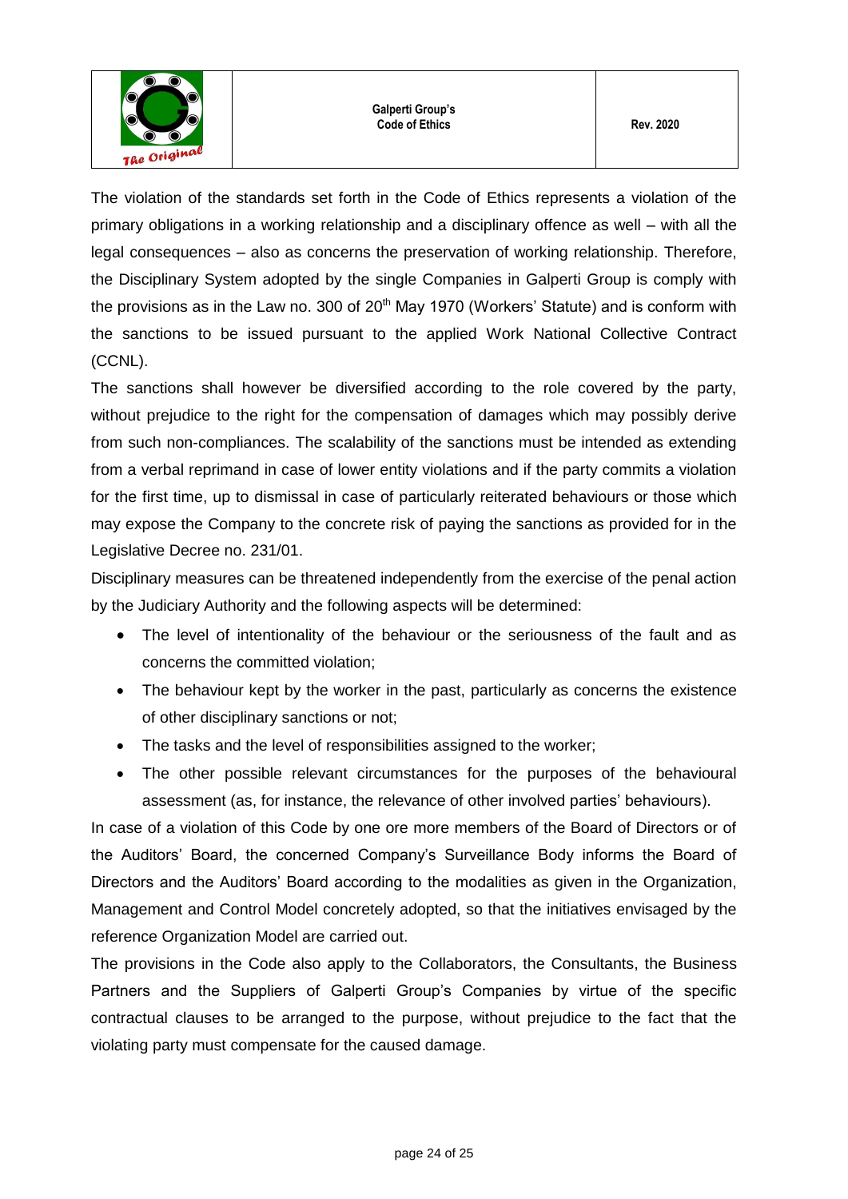The violation of the standards set forth in the Code of Ethics represents a violation of the primary obligations in a working relationship and a disciplinary offence as well – with all the legal consequences – also as concerns the preservation of working relationship. Therefore, the Disciplinary System adopted by the single Companies in Galperti Group is comply with the provisions as in the Law no. 300 of 20th May 1970 (Workers' Statute) and is conform with the sanctions to be issued pursuant to the applied Work National Collective Contract (CCNL).

The sanctions shall however be diversified according to the role covered by the party, without prejudice to the right for the compensation of damages which may possibly derive from such non-compliances. The scalability of the sanctions must be intended as extending from a verbal reprimand in case of lower entity violations and if the party commits a violation for the first time, up to dismissal in case of particularly reiterated behaviours or those which may expose the Company to the concrete risk of paying the sanctions as provided for in the Legislative Decree no. 231/01.

Disciplinary measures can be threatened independently from the exercise of the penal action by the Judiciary Authority and the following aspects will be determined:

- The level of intentionality of the behaviour or the seriousness of the fault and as concerns the committed violation;
- The behaviour kept by the worker in the past, particularly as concerns the existence of other disciplinary sanctions or not;
- The tasks and the level of responsibilities assigned to the worker;
- The other possible relevant circumstances for the purposes of the behavioural assessment (as, for instance, the relevance of other involved parties' behaviours).

In case of a violation of this Code by one ore more members of the Board of Directors or of the Auditors' Board, the concerned Company's Surveillance Body informs the Board of Directors and the Auditors' Board according to the modalities as given in the Organization, Management and Control Model concretely adopted, so that the initiatives envisaged by the reference Organization Model are carried out.

The provisions in the Code also apply to the Collaborators, the Consultants, the Business Partners and the Suppliers of Galperti Group's Companies by virtue of the specific contractual clauses to be arranged to the purpose, without prejudice to the fact that the violating party must compensate for the caused damage.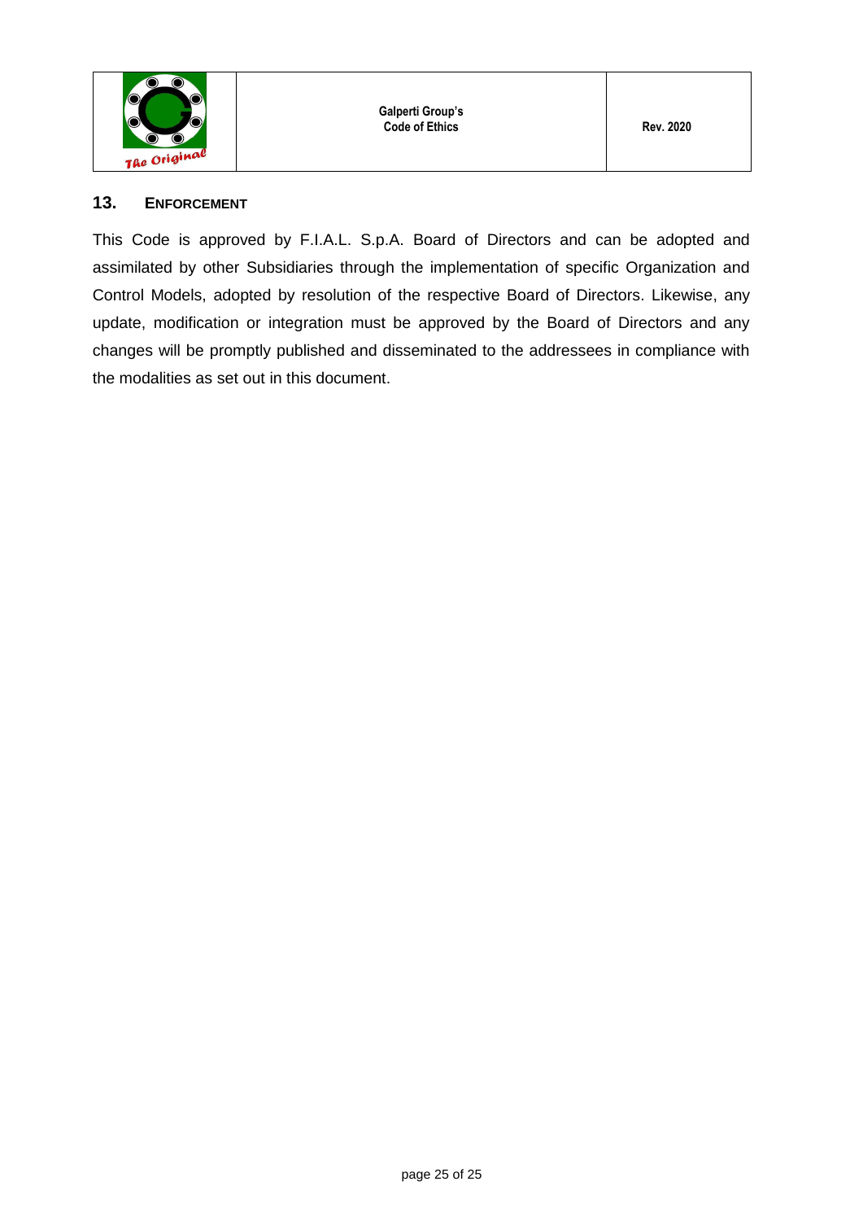## 13. Enforcement

This Code is approved by F.I.A.L. S.p.A. Board of Directors and can be adopted and assimilated by other Subsidiaries through the implementation of specific Organization and Control Models, adopted by resolution of the respective Board of Directors. Likewise, any update, modification or integration must be approved by the Board of Directors and any changes will be promptly published and disseminated to the addressees in compliance with the modalities as set out in this document.